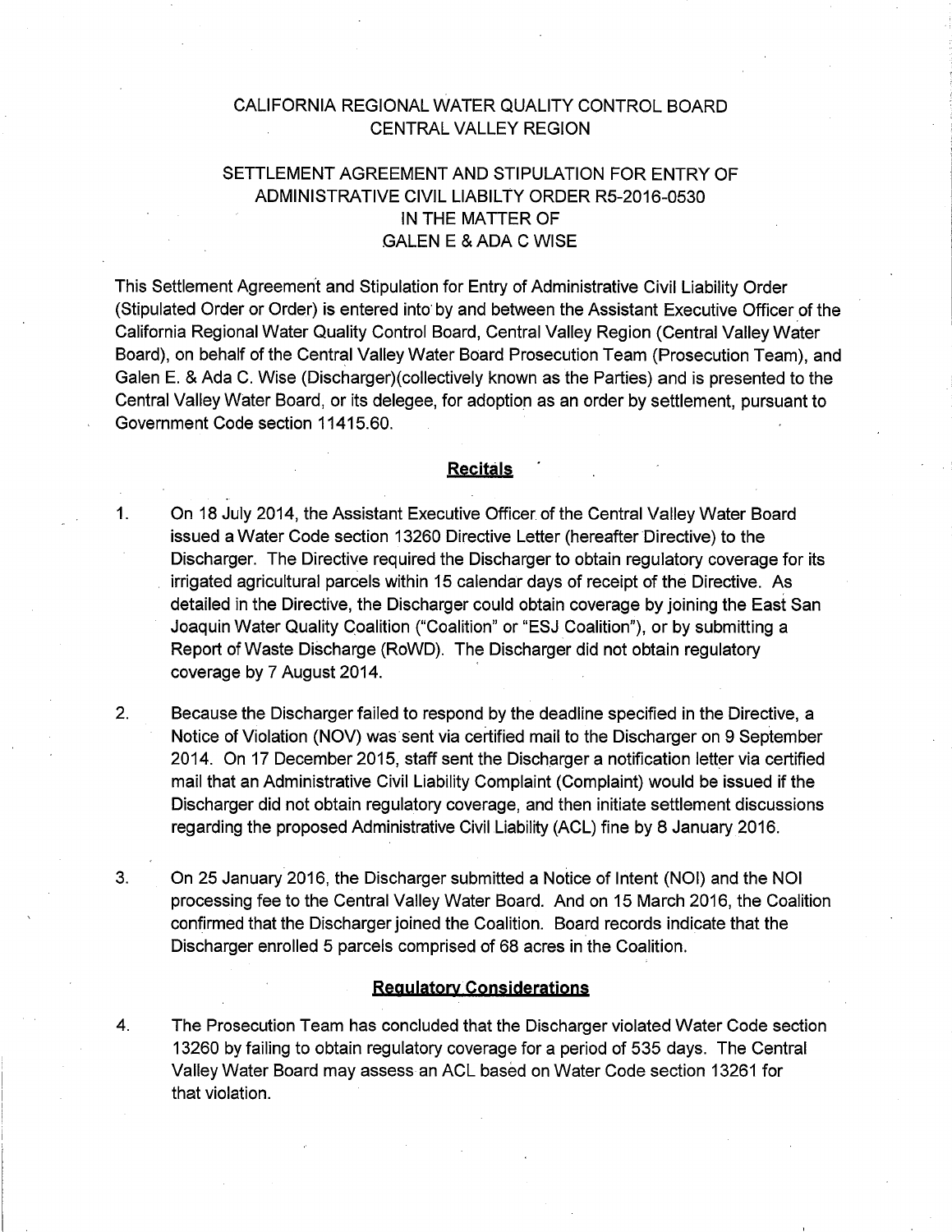CALIFORNIA REGIONAL WATER QUALITY CONTROL BOARD
CENTRAL VALLEY REGION

SETTLEMENT AGREEMENT AND STIPULATION FOR ENTRY OF ADMINISTRATIVE CIVIL LIABILTY ORDER R5-2016-0530
IN THE MATTER OF
GALEN E & ADA C WISE

This Settlement Agreement and Stipulation for Entry of Administrative Civil Liability Order (Stipulated Order or Order) is entered into by and between the Assistant Executive Officer of the California Regional Water Quality Control Board, Central Valley Region (Central Valley Water Board), on behalf of the Central Valley Water Board Prosecution Team (Prosecution Team), and Galen E. & Ada C. Wise (Discharger)(collectively known as the Parties) and is presented to the Central Valley Water Board, or its delegee, for adoption as an order by settlement, pursuant to Government Code section 11415.60.

## Recitals

1. On 18 July 2014, the Assistant Executive Officer of the Central Valley Water Board issued a Water Code section 13260 Directive Letter (hereafter Directive) to the Discharger. The Directive required the Discharger to obtain regulatory coverage for its irrigated agricultural parcels within 15 calendar days of receipt of the Directive. As detailed in the Directive, the Discharger could obtain coverage by joining the East San Joaquin Water Quality Coalition ("Coalition" or "ESJ Coalition"), or by submitting a Report of Waste Discharge (RoWD). The Discharger did not obtain regulatory coverage by 7 August 2014.

2. Because the Discharger failed to respond by the deadline specified in the Directive, a Notice of Violation (NOV) was sent via certified mail to the Discharger on 9 September 2014. On 17 December 2015, staff sent the Discharger a notification letter via certified mail that an Administrative Civil Liability Complaint (Complaint) would be issued if the Discharger did not obtain regulatory coverage, and then initiate settlement discussions regarding the proposed Administrative Civil Liability (ACL) fine by 8 January 2016.

3. On 25 January 2016, the Discharger submitted a Notice of Intent (NOI) and the NOI processing fee to the Central Valley Water Board. And on 15 March 2016, the Coalition confirmed that the Discharger joined the Coalition. Board records indicate that the Discharger enrolled 5 parcels comprised of 68 acres in the Coalition.

## Regulatory Considerations

4. The Prosecution Team has concluded that the Discharger violated Water Code section 13260 by failing to obtain regulatory coverage for a period of 535 days. The Central Valley Water Board may assess an ACL based on Water Code section 13261 for that violation.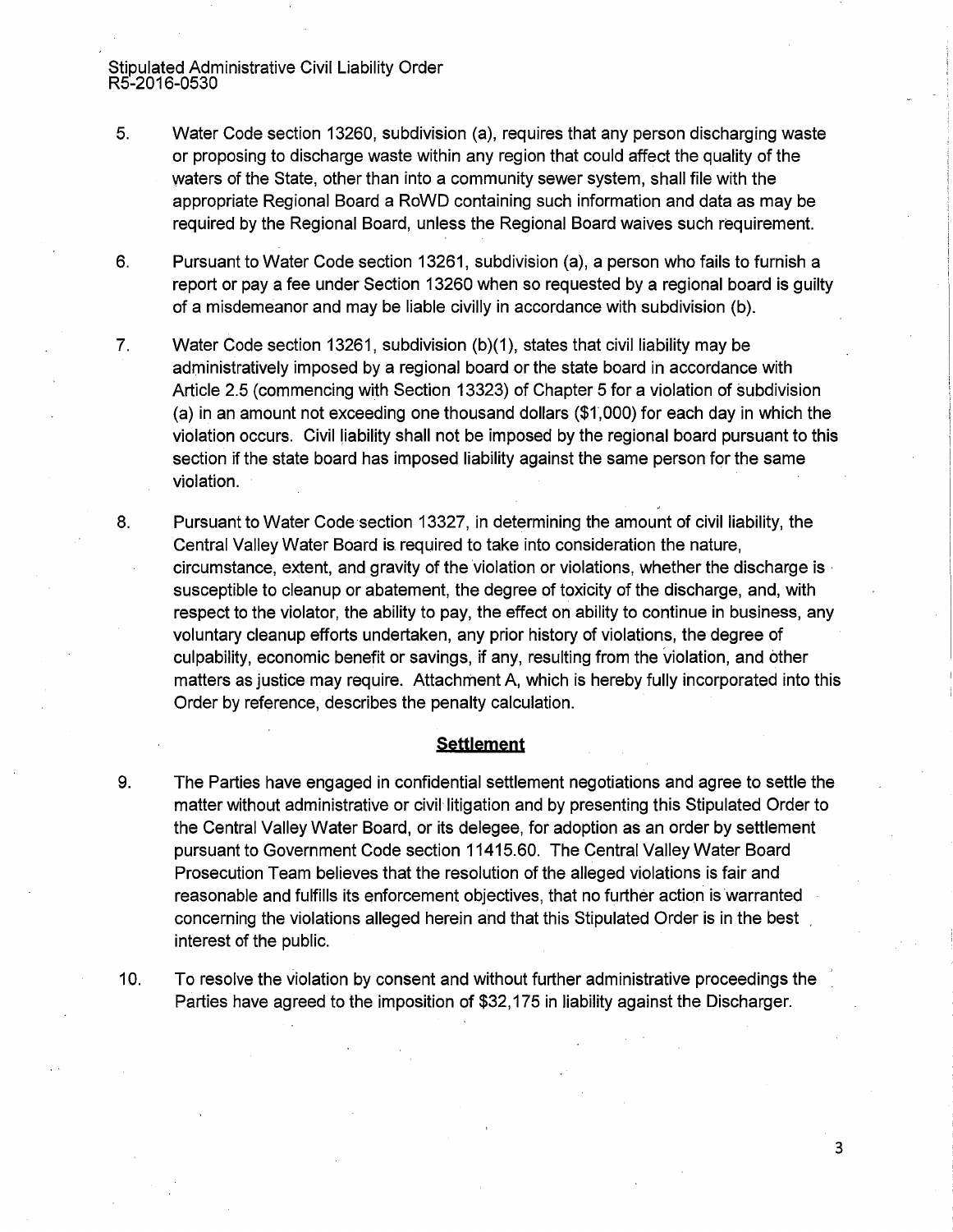5. Water Code section 13260, subdivision (a), requires that any person discharging waste or proposing to discharge waste within any region that could affect the quality of the waters of the State, other than into a community sewer system, shall file with the appropriate Regional Board a RoWD containing such information and data as may be required by the Regional Board, unless the Regional Board waives such requirement.

6. Pursuant to Water Code section 13261, subdivision (a), a person who fails to furnish a report or pay a fee under Section 13260 when so requested by a regional board is guilty of a misdemeanor and may be liable civilly in accordance with subdivision (b).

7. Water Code section 13261, subdivision (b)(1), states that civil liability may be administratively imposed by a regional board or the state board in accordance with Article 2.5 (commencing with Section 13323) of Chapter 5 for a violation of subdivision (a) in an amount not exceeding one thousand dollars ($1,000) for each day in which the violation occurs. Civil liability shall not be imposed by the regional board pursuant to this section if the state board has imposed liability against the same person for the same violation.

8. Pursuant to Water Code section 13327, in determining the amount of civil liability, the Central Valley Water Board is required to take into consideration the nature, circumstance, extent, and gravity of the violation or violations, whether the discharge is susceptible to cleanup or abatement, the degree of toxicity of the discharge, and, with respect to the violator, the ability to pay, the effect on ability to continue in business, any voluntary cleanup efforts undertaken, any prior history of violations, the degree of culpability, economic benefit or savings, if any, resulting from the violation, and other matters as justice may require. Attachment A, which is hereby fully incorporated into this Order by reference, describes the penalty calculation.

## Settlement

9. The Parties have engaged in confidential settlement negotiations and agree to settle the matter without administrative or civil litigation and by presenting this Stipulated Order to the Central Valley Water Board, or its delegee, for adoption as an order by settlement pursuant to Government Code section 11415.60. The Central Valley Water Board Prosecution Team believes that the resolution of the alleged violations is fair and reasonable and fulfills its enforcement objectives, that no further action is warranted concerning the violations alleged herein and that this Stipulated Order is in the best interest of the public.

10. To resolve the violation by consent and without further administrative proceedings the Parties have agreed to the imposition of $32,175 in liability against the Discharger.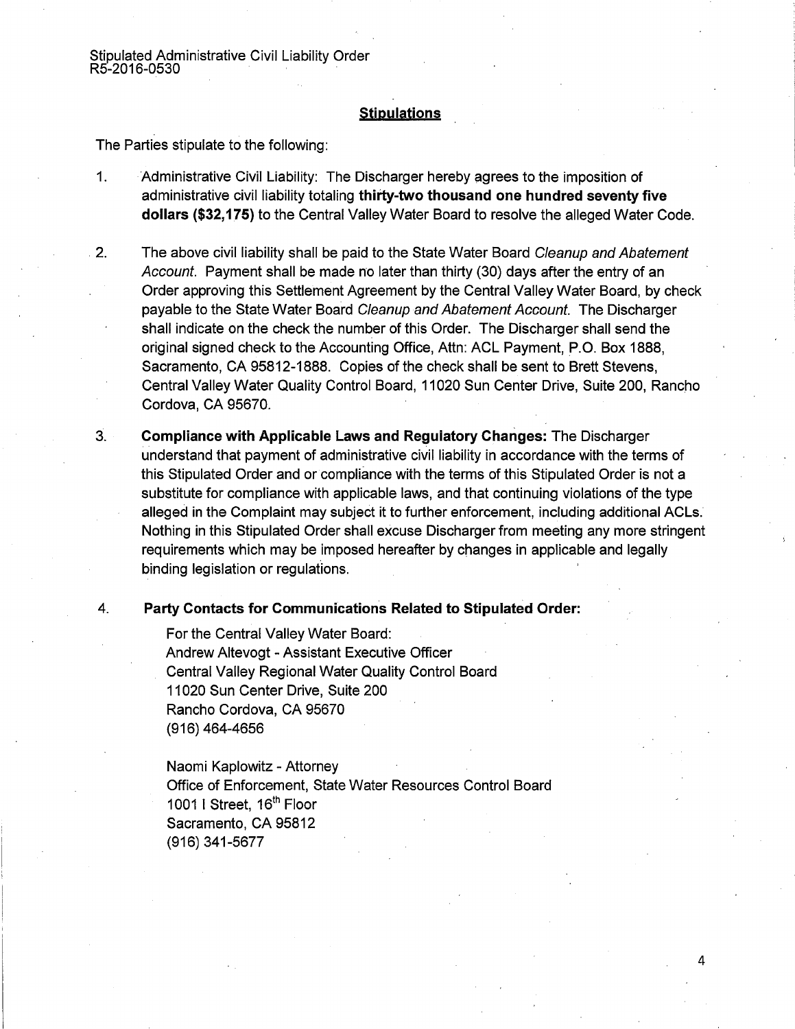## Stipulations

The Parties stipulate to the following:

1. Administrative Civil Liability: The Discharger hereby agrees to the imposition of administrative civil liability totaling **thirty-two thousand one hundred seventy five dollars ($32,175)** to the Central Valley Water Board to resolve the alleged Water Code.

2. The above civil liability shall be paid to the State Water Board *Cleanup and Abatement Account*. Payment shall be made no later than thirty (30) days after the entry of an Order approving this Settlement Agreement by the Central Valley Water Board, by check payable to the State Water Board *Cleanup and Abatement Account*. The Discharger shall indicate on the check the number of this Order. The Discharger shall send the original signed check to the Accounting Office, Attn: ACL Payment, P.O. Box 1888, Sacramento, CA 95812-1888. Copies of the check shall be sent to Brett Stevens, Central Valley Water Quality Control Board, 11020 Sun Center Drive, Suite 200, Rancho Cordova, CA 95670.

3. **Compliance with Applicable Laws and Regulatory Changes:** The Discharger understand that payment of administrative civil liability in accordance with the terms of this Stipulated Order and or compliance with the terms of this Stipulated Order is not a substitute for compliance with applicable laws, and that continuing violations of the type alleged in the Complaint may subject it to further enforcement, including additional ACLs. Nothing in this Stipulated Order shall excuse Discharger from meeting any more stringent requirements which may be imposed hereafter by changes in applicable and legally binding legislation or regulations.

4. **Party Contacts for Communications Related to Stipulated Order:**

   For the Central Valley Water Board:
   Andrew Altevogt - Assistant Executive Officer
   Central Valley Regional Water Quality Control Board
   11020 Sun Center Drive, Suite 200
   Rancho Cordova, CA 95670
   (916) 464-4656

   Naomi Kaplowitz - Attorney
   Office of Enforcement, State Water Resources Control Board
   1001 I Street, 16th Floor
   Sacramento, CA 95812
   (916) 341-5677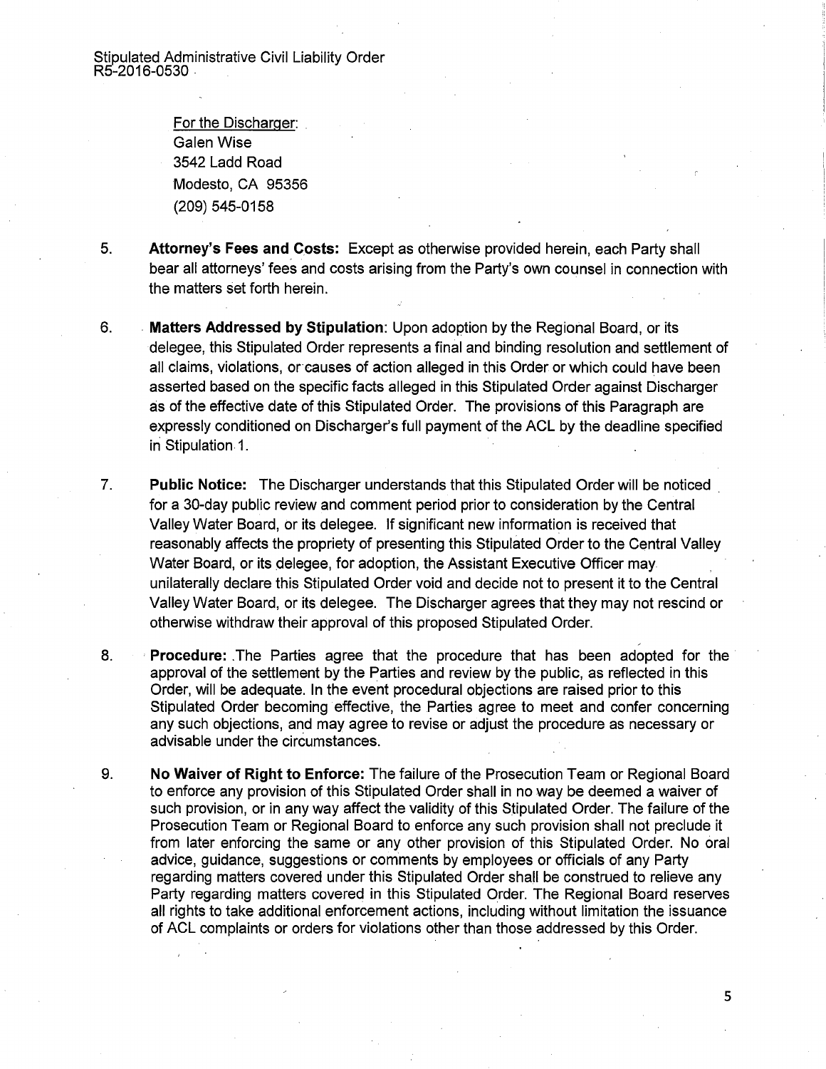For the Discharger:
Galen Wise
3542 Ladd Road
Modesto, CA 95356
(209) 545-0158

5. **Attorney's Fees and Costs:** Except as otherwise provided herein, each Party shall bear all attorneys' fees and costs arising from the Party's own counsel in connection with the matters set forth herein.

6. **Matters Addressed by Stipulation**: Upon adoption by the Regional Board, or its delegee, this Stipulated Order represents a final and binding resolution and settlement of all claims, violations, or causes of action alleged in this Order or which could have been asserted based on the specific facts alleged in this Stipulated Order against Discharger as of the effective date of this Stipulated Order. The provisions of this Paragraph are expressly conditioned on Discharger's full payment of the ACL by the deadline specified in Stipulation 1.

7. **Public Notice:** The Discharger understands that this Stipulated Order will be noticed for a 30-day public review and comment period prior to consideration by the Central Valley Water Board, or its delegee. If significant new information is received that reasonably affects the propriety of presenting this Stipulated Order to the Central Valley Water Board, or its delegee, for adoption, the Assistant Executive Officer may unilaterally declare this Stipulated Order void and decide not to present it to the Central Valley Water Board, or its delegee. The Discharger agrees that they may not rescind or otherwise withdraw their approval of this proposed Stipulated Order.

8. **Procedure:** The Parties agree that the procedure that has been adopted for the approval of the settlement by the Parties and review by the public, as reflected in this Order, will be adequate. In the event procedural objections are raised prior to this Stipulated Order becoming effective, the Parties agree to meet and confer concerning any such objections, and may agree to revise or adjust the procedure as necessary or advisable under the circumstances.

9. **No Waiver of Right to Enforce:** The failure of the Prosecution Team or Regional Board to enforce any provision of this Stipulated Order shall in no way be deemed a waiver of such provision, or in any way affect the validity of this Stipulated Order. The failure of the Prosecution Team or Regional Board to enforce any such provision shall not preclude it from later enforcing the same or any other provision of this Stipulated Order. No oral advice, guidance, suggestions or comments by employees or officials of any Party regarding matters covered under this Stipulated Order shall be construed to relieve any Party regarding matters covered in this Stipulated Order. The Regional Board reserves all rights to take additional enforcement actions, including without limitation the issuance of ACL complaints or orders for violations other than those addressed by this Order.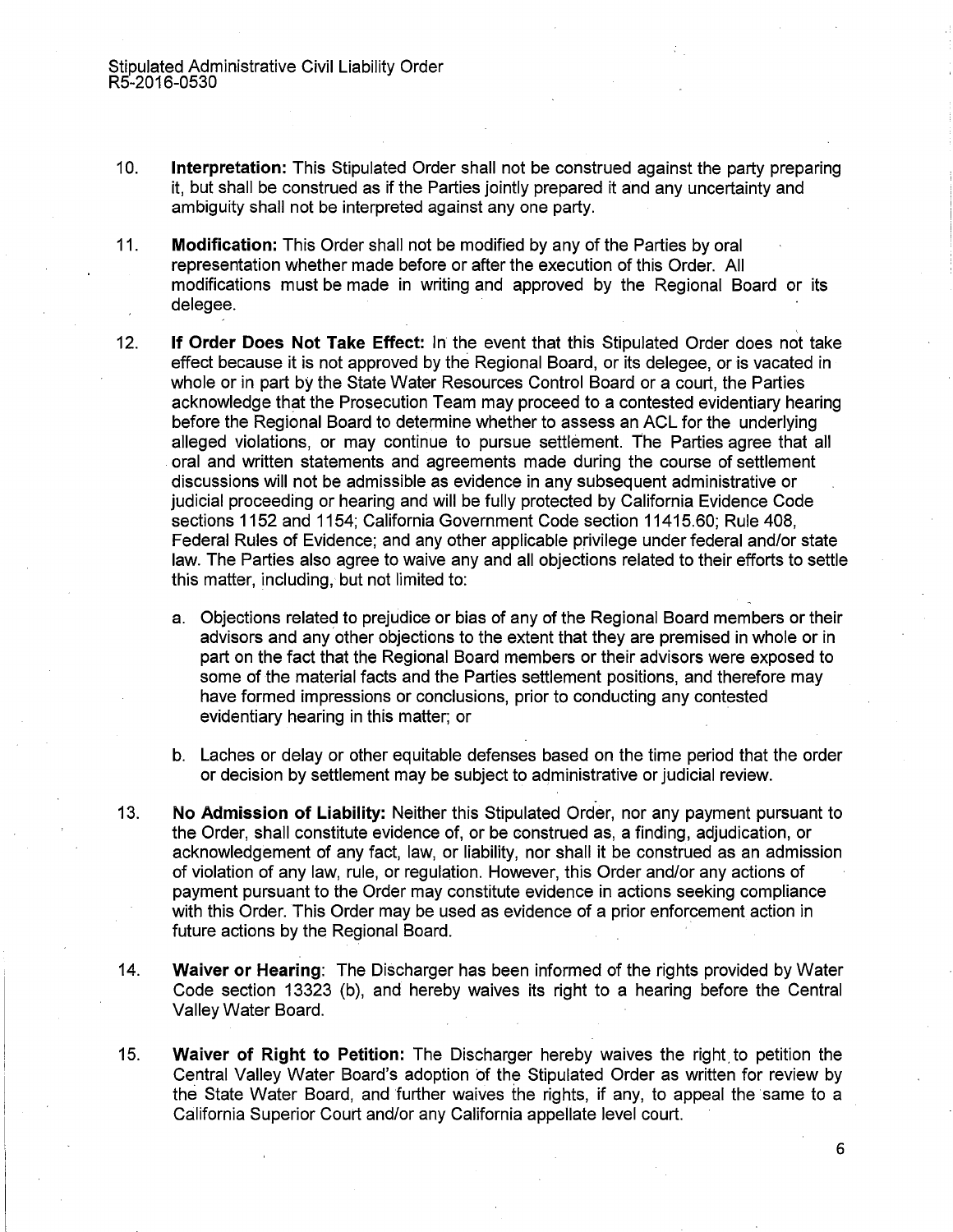10. **Interpretation:** This Stipulated Order shall not be construed against the party preparing it, but shall be construed as if the Parties jointly prepared it and any uncertainty and ambiguity shall not be interpreted against any one party.

11. **Modification:** This Order shall not be modified by any of the Parties by oral representation whether made before or after the execution of this Order. All modifications must be made in writing and approved by the Regional Board or its delegee.

12. **If Order Does Not Take Effect:** In the event that this Stipulated Order does not take effect because it is not approved by the Regional Board, or its delegee, or is vacated in whole or in part by the State Water Resources Control Board or a court, the Parties acknowledge that the Prosecution Team may proceed to a contested evidentiary hearing before the Regional Board to determine whether to assess an ACL for the underlying alleged violations, or may continue to pursue settlement. The Parties agree that all oral and written statements and agreements made during the course of settlement discussions will not be admissible as evidence in any subsequent administrative or judicial proceeding or hearing and will be fully protected by California Evidence Code sections 1152 and 1154; California Government Code section 11415.60; Rule 408, Federal Rules of Evidence; and any other applicable privilege under federal and/or state law. The Parties also agree to waive any and all objections related to their efforts to settle this matter, including, but not limited to:

    a. Objections related to prejudice or bias of any of the Regional Board members or their advisors and any other objections to the extent that they are premised in whole or in part on the fact that the Regional Board members or their advisors were exposed to some of the material facts and the Parties settlement positions, and therefore may have formed impressions or conclusions, prior to conducting any contested evidentiary hearing in this matter; or

    b. Laches or delay or other equitable defenses based on the time period that the order or decision by settlement may be subject to administrative or judicial review.

13. **No Admission of Liability:** Neither this Stipulated Order, nor any payment pursuant to the Order, shall constitute evidence of, or be construed as, a finding, adjudication, or acknowledgement of any fact, law, or liability, nor shall it be construed as an admission of violation of any law, rule, or regulation. However, this Order and/or any actions of payment pursuant to the Order may constitute evidence in actions seeking compliance with this Order. This Order may be used as evidence of a prior enforcement action in future actions by the Regional Board.

14. **Waiver or Hearing**: The Discharger has been informed of the rights provided by Water Code section 13323 (b), and hereby waives its right to a hearing before the Central Valley Water Board.

15. **Waiver of Right to Petition:** The Discharger hereby waives the right to petition the Central Valley Water Board's adoption of the Stipulated Order as written for review by the State Water Board, and further waives the rights, if any, to appeal the same to a California Superior Court and/or any California appellate level court.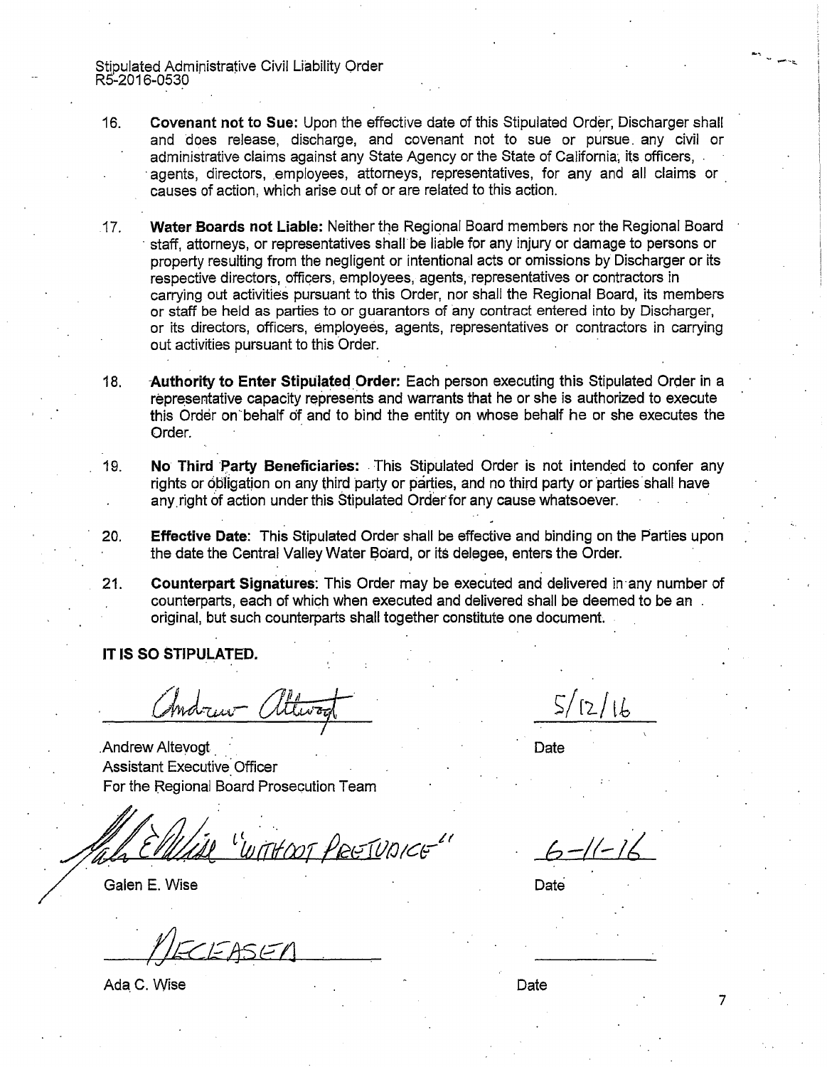16. **Covenant not to Sue:** Upon the effective date of this Stipulated Order, Discharger shall and does release, discharge, and covenant not to sue or pursue any civil or administrative claims against any State Agency or the State of California, its officers, agents, directors, employees, attorneys, representatives, for any and all claims or causes of action, which arise out of or are related to this action.

17. **Water Boards not Liable:** Neither the Regional Board members nor the Regional Board staff, attorneys, or representatives shall be liable for any injury or damage to persons or property resulting from the negligent or intentional acts or omissions by Discharger or its respective directors, officers, employees, agents, representatives or contractors in carrying out activities pursuant to this Order, nor shall the Regional Board, its members or staff be held as parties to or guarantors of any contract entered into by Discharger, or its directors, officers, employees, agents, representatives or contractors in carrying out activities pursuant to this Order.

18. **Authority to Enter Stipulated Order:** Each person executing this Stipulated Order in a representative capacity represents and warrants that he or she is authorized to execute this Order on behalf of and to bind the entity on whose behalf he or she executes the Order.

19. **No Third Party Beneficiaries:** This Stipulated Order is not intended to confer any rights or obligation on any third party or parties, and no third party or parties shall have any right of action under this Stipulated Order for any cause whatsoever.

20. **Effective Date:** This Stipulated Order shall be effective and binding on the Parties upon the date the Central Valley Water Board, or its delegee, enters the Order.

21. **Counterpart Signatures:** This Order may be executed and delivered in any number of counterparts, each of which when executed and delivered shall be deemed to be an original, but such counterparts shall together constitute one document.

**IT IS SO STIPULATED.**

Andrew Altevogt — 5/12/16

Andrew Altevogt
Assistant Executive Officer
For the Regional Board Prosecution Team — Date

Galen E. Wise "WITHOUT PREJUDICE" — 6-11-16

Galen E. Wise — Date

DECEASED

Ada C. Wise — Date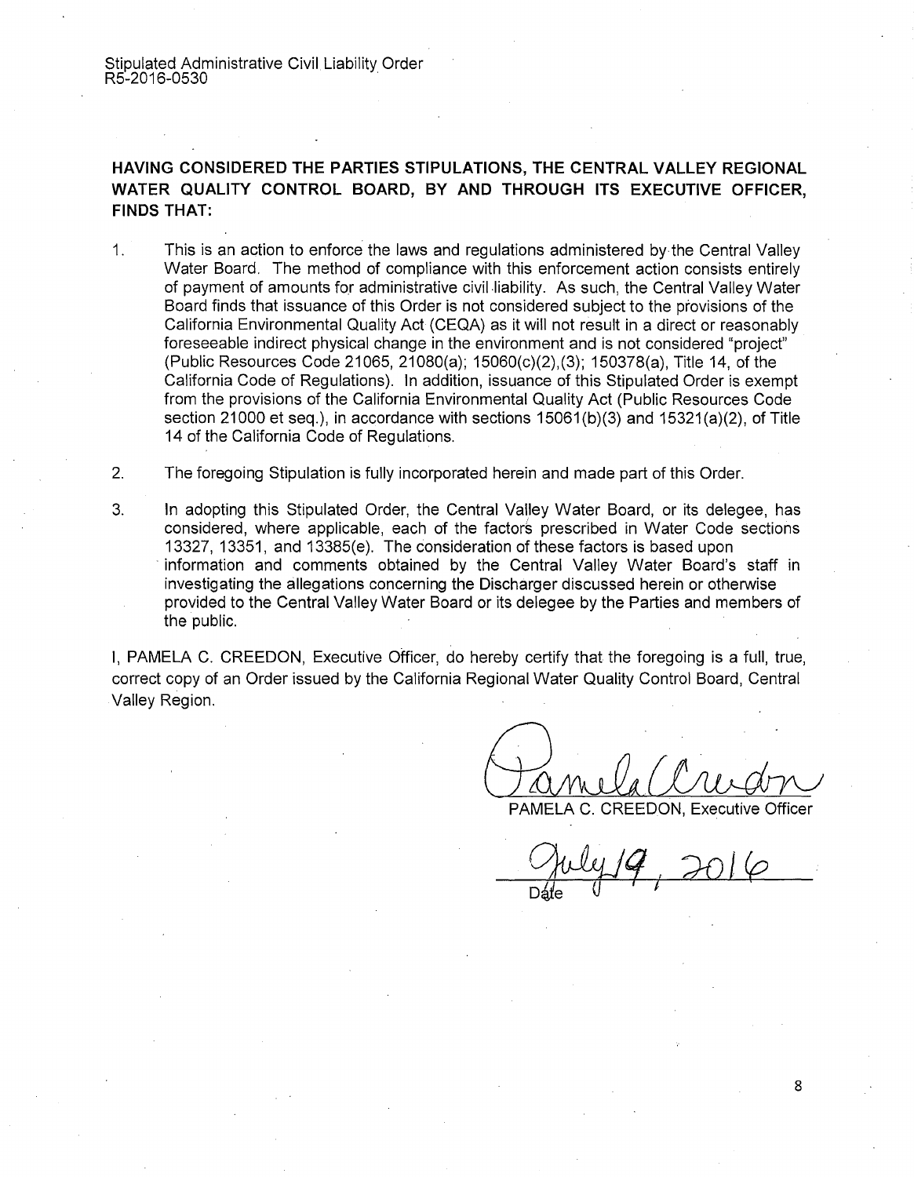**HAVING CONSIDERED THE PARTIES STIPULATIONS, THE CENTRAL VALLEY REGIONAL WATER QUALITY CONTROL BOARD, BY AND THROUGH ITS EXECUTIVE OFFICER, FINDS THAT:**

1. This is an action to enforce the laws and regulations administered by the Central Valley Water Board. The method of compliance with this enforcement action consists entirely of payment of amounts for administrative civil liability. As such, the Central Valley Water Board finds that issuance of this Order is not considered subject to the provisions of the California Environmental Quality Act (CEQA) as it will not result in a direct or reasonably foreseeable indirect physical change in the environment and is not considered "project" (Public Resources Code 21065, 21080(a); 15060(c)(2),(3); 150378(a), Title 14, of the California Code of Regulations). In addition, issuance of this Stipulated Order is exempt from the provisions of the California Environmental Quality Act (Public Resources Code section 21000 et seq.), in accordance with sections 15061(b)(3) and 15321(a)(2), of Title 14 of the California Code of Regulations.

2. The foregoing Stipulation is fully incorporated herein and made part of this Order.

3. In adopting this Stipulated Order, the Central Valley Water Board, or its delegee, has considered, where applicable, each of the factors prescribed in Water Code sections 13327, 13351, and 13385(e). The consideration of these factors is based upon information and comments obtained by the Central Valley Water Board's staff in investigating the allegations concerning the Discharger discussed herein or otherwise provided to the Central Valley Water Board or its delegee by the Parties and members of the public.

I, PAMELA C. CREEDON, Executive Officer, do hereby certify that the foregoing is a full, true, correct copy of an Order issued by the California Regional Water Quality Control Board, Central Valley Region.

PAMELA C. CREEDON, Executive Officer

July 19, 2016

Date